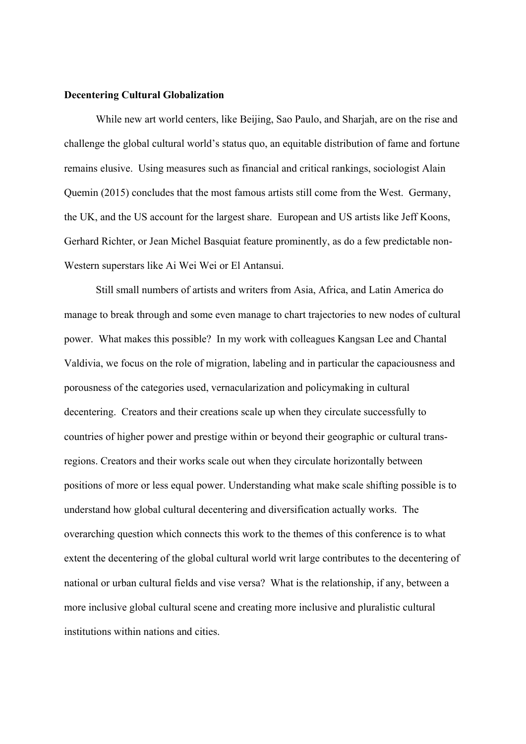**Decentering Cultural Globalization**

While new art world centers, like Beijing, Sao Paulo, and Sharjah, are on the rise and challenge the global cultural world's status quo, an equitable distribution of fame and fortune remains elusive. Using measures such as financial and critical rankings, sociologist Alain Quemin (2015) concludes that the most famous artists still come from the West. Germany, the UK, and the US account for the largest share. European and US artists like Jeff Koons, Gerhard Richter, or Jean Michel Basquiat feature prominently, as do a few predictable non-Western superstars like Ai Wei Wei or El Antansui.

Still small numbers of artists and writers from Asia, Africa, and Latin America do manage to break through and some even manage to chart trajectories to new nodes of cultural power. What makes this possible? In my work with colleagues Kangsan Lee and Chantal Valdivia, we focus on the role of migration, labeling and in particular the capaciousness and porousness of the categories used, vernacularization and policymaking in cultural decentering. Creators and their creations scale up when they circulate successfully to countries of higher power and prestige within or beyond their geographic or cultural trans-regions. Creators and their works scale out when they circulate horizontally between positions of more or less equal power. Understanding what make scale shifting possible is to understand how global cultural decentering and diversification actually works. The overarching question which connects this work to the themes of this conference is to what extent the decentering of the global cultural world writ large contributes to the decentering of national or urban cultural fields and vise versa? What is the relationship, if any, between a more inclusive global cultural scene and creating more inclusive and pluralistic cultural institutions within nations and cities.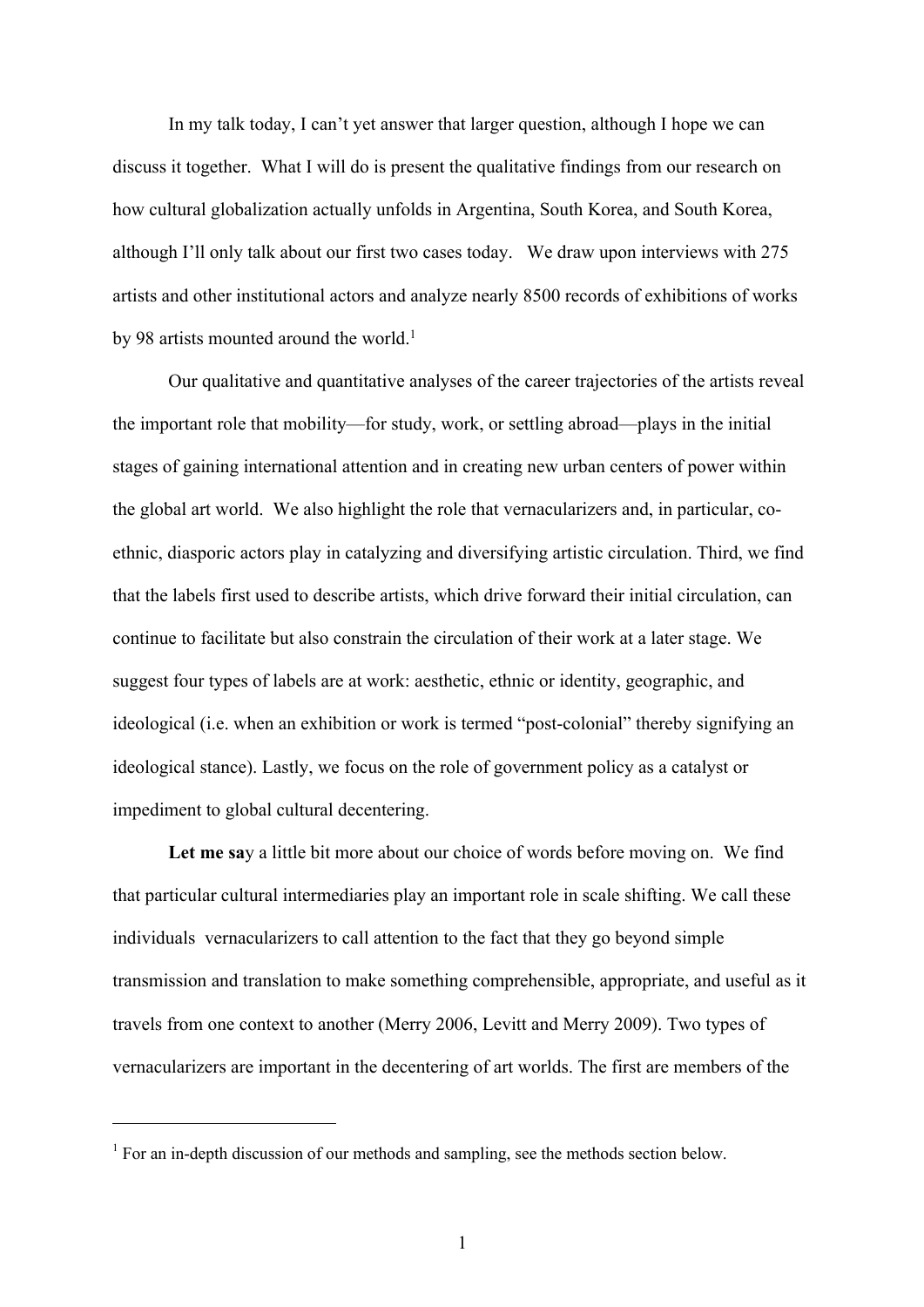In my talk today, I can't yet answer that larger question, although I hope we can discuss it together. What I will do is present the qualitative findings from our research on how cultural globalization actually unfolds in Argentina, South Korea, and South Korea, although I'll only talk about our first two cases today. We draw upon interviews with 275 artists and other institutional actors and analyze nearly 8500 records of exhibitions of works by 98 artists mounted around the world.[1]

Our qualitative and quantitative analyses of the career trajectories of the artists reveal the important role that mobility—for study, work, or settling abroad—plays in the initial stages of gaining international attention and in creating new urban centers of power within the global art world. We also highlight the role that vernacularizers and, in particular, co-ethnic, diasporic actors play in catalyzing and diversifying artistic circulation. Third, we find that the labels first used to describe artists, which drive forward their initial circulation, can continue to facilitate but also constrain the circulation of their work at a later stage. We suggest four types of labels are at work: aesthetic, ethnic or identity, geographic, and ideological (i.e. when an exhibition or work is termed "post-colonial" thereby signifying an ideological stance). Lastly, we focus on the role of government policy as a catalyst or impediment to global cultural decentering.

**Let me sa**y a little bit more about our choice of words before moving on. We find that particular cultural intermediaries play an important role in scale shifting. We call these individuals vernacularizers to call attention to the fact that they go beyond simple transmission and translation to make something comprehensible, appropriate, and useful as it travels from one context to another (Merry 2006, Levitt and Merry 2009). Two types of vernacularizers are important in the decentering of art worlds. The first are members of the

[1] For an in-depth discussion of our methods and sampling, see the methods section below.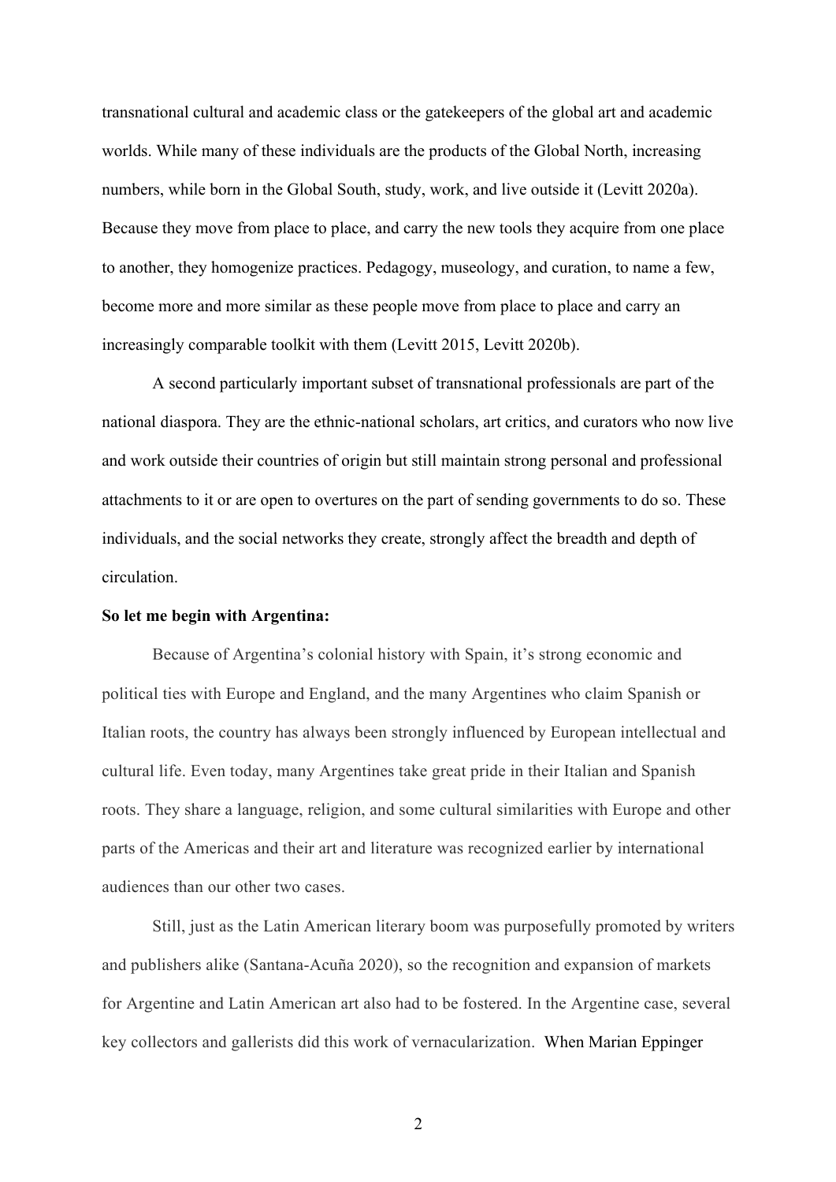transnational cultural and academic class or the gatekeepers of the global art and academic worlds. While many of these individuals are the products of the Global North, increasing numbers, while born in the Global South, study, work, and live outside it (Levitt 2020a). Because they move from place to place, and carry the new tools they acquire from one place to another, they homogenize practices. Pedagogy, museology, and curation, to name a few, become more and more similar as these people move from place to place and carry an increasingly comparable toolkit with them (Levitt 2015, Levitt 2020b).

A second particularly important subset of transnational professionals are part of the national diaspora. They are the ethnic-national scholars, art critics, and curators who now live and work outside their countries of origin but still maintain strong personal and professional attachments to it or are open to overtures on the part of sending governments to do so. These individuals, and the social networks they create, strongly affect the breadth and depth of circulation.

**So let me begin with Argentina:**

Because of Argentina's colonial history with Spain, it's strong economic and political ties with Europe and England, and the many Argentines who claim Spanish or Italian roots, the country has always been strongly influenced by European intellectual and cultural life. Even today, many Argentines take great pride in their Italian and Spanish roots. They share a language, religion, and some cultural similarities with Europe and other parts of the Americas and their art and literature was recognized earlier by international audiences than our other two cases.

Still, just as the Latin American literary boom was purposefully promoted by writers and publishers alike (Santana-Acuña 2020), so the recognition and expansion of markets for Argentine and Latin American art also had to be fostered. In the Argentine case, several key collectors and gallerists did this work of vernacularization. When Marian Eppinger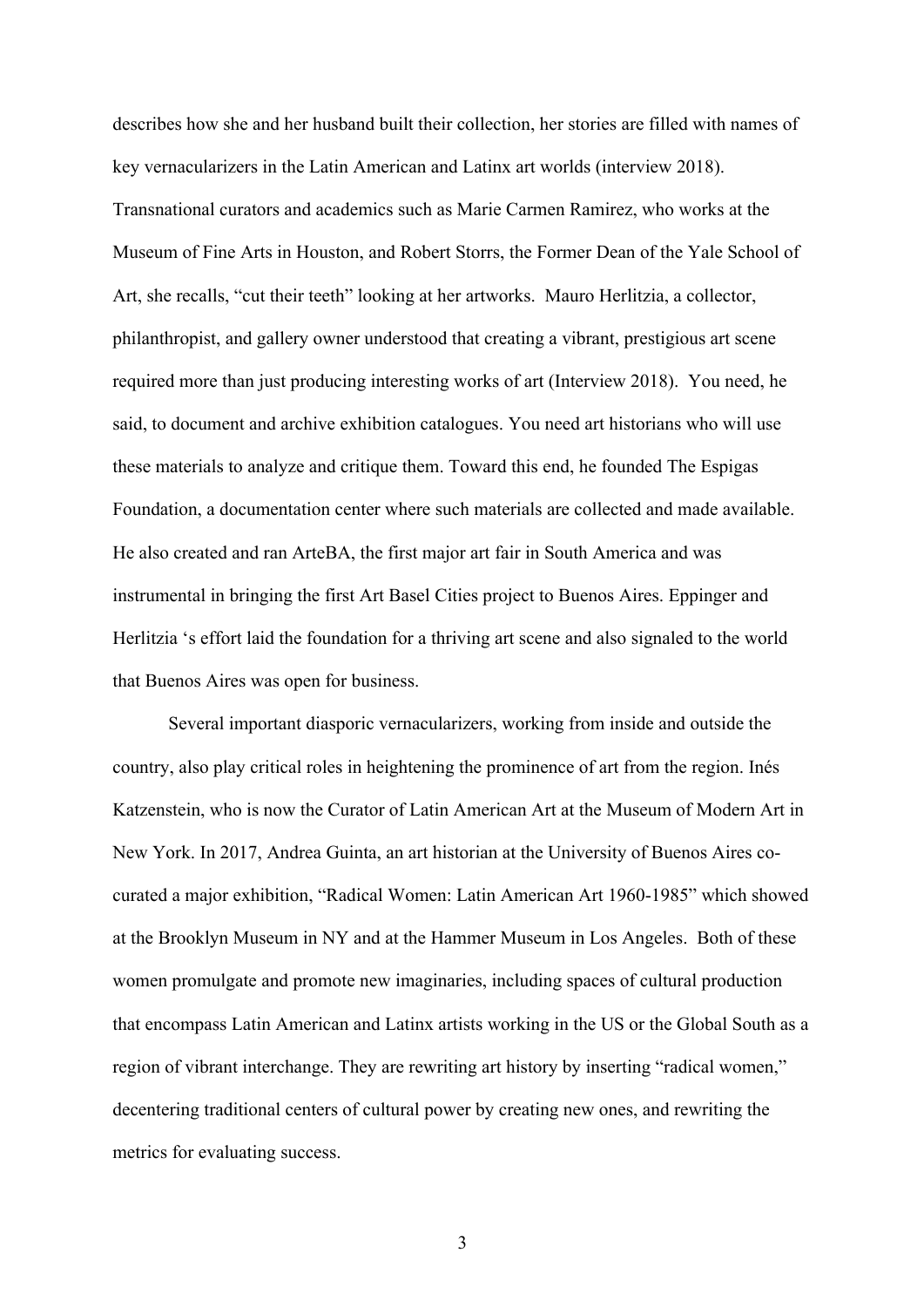describes how she and her husband built their collection, her stories are filled with names of key vernacularizers in the Latin American and Latinx art worlds (interview 2018). Transnational curators and academics such as Marie Carmen Ramirez, who works at the Museum of Fine Arts in Houston, and Robert Storrs, the Former Dean of the Yale School of Art, she recalls, "cut their teeth" looking at her artworks. Mauro Herlitzia, a collector, philanthropist, and gallery owner understood that creating a vibrant, prestigious art scene required more than just producing interesting works of art (Interview 2018). You need, he said, to document and archive exhibition catalogues. You need art historians who will use these materials to analyze and critique them. Toward this end, he founded The Espigas Foundation, a documentation center where such materials are collected and made available. He also created and ran ArteBA, the first major art fair in South America and was instrumental in bringing the first Art Basel Cities project to Buenos Aires. Eppinger and Herlitzia 's effort laid the foundation for a thriving art scene and also signaled to the world that Buenos Aires was open for business.

Several important diasporic vernacularizers, working from inside and outside the country, also play critical roles in heightening the prominence of art from the region. Inés Katzenstein, who is now the Curator of Latin American Art at the Museum of Modern Art in New York. In 2017, Andrea Guinta, an art historian at the University of Buenos Aires co-curated a major exhibition, "Radical Women: Latin American Art 1960-1985" which showed at the Brooklyn Museum in NY and at the Hammer Museum in Los Angeles. Both of these women promulgate and promote new imaginaries, including spaces of cultural production that encompass Latin American and Latinx artists working in the US or the Global South as a region of vibrant interchange. They are rewriting art history by inserting "radical women," decentering traditional centers of cultural power by creating new ones, and rewriting the metrics for evaluating success.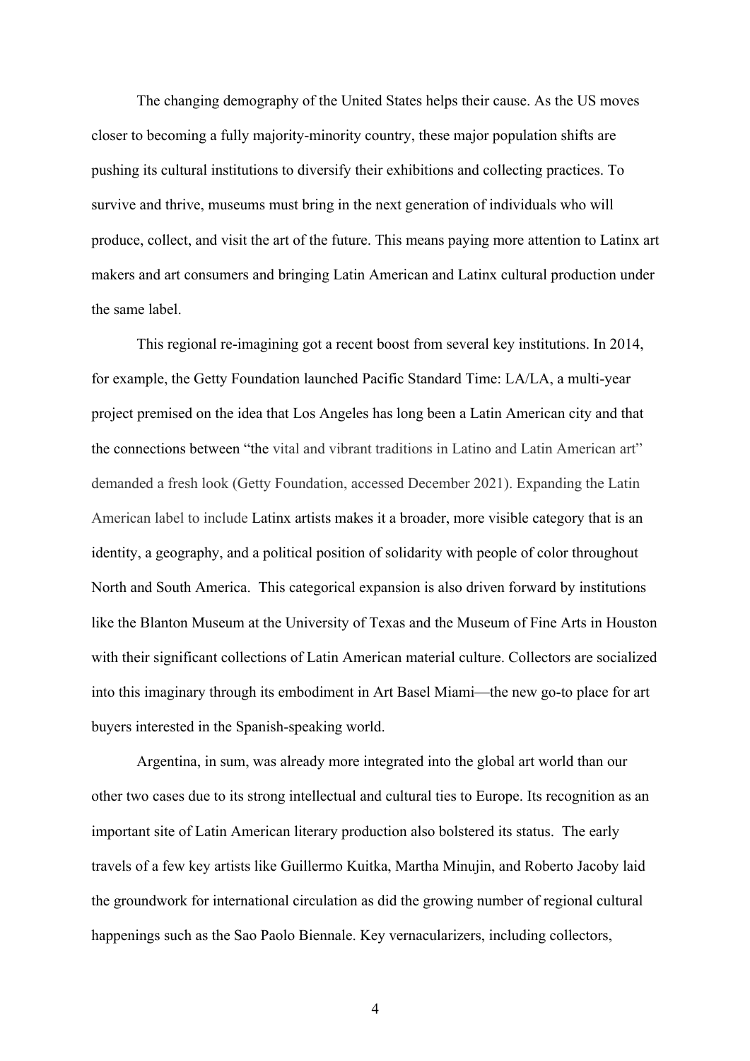The changing demography of the United States helps their cause. As the US moves closer to becoming a fully majority-minority country, these major population shifts are pushing its cultural institutions to diversify their exhibitions and collecting practices. To survive and thrive, museums must bring in the next generation of individuals who will produce, collect, and visit the art of the future. This means paying more attention to Latinx art makers and art consumers and bringing Latin American and Latinx cultural production under the same label.

This regional re-imagining got a recent boost from several key institutions. In 2014, for example, the Getty Foundation launched Pacific Standard Time: LA/LA, a multi-year project premised on the idea that Los Angeles has long been a Latin American city and that the connections between "the vital and vibrant traditions in Latino and Latin American art" demanded a fresh look (Getty Foundation, accessed December 2021). Expanding the Latin American label to include Latinx artists makes it a broader, more visible category that is an identity, a geography, and a political position of solidarity with people of color throughout North and South America. This categorical expansion is also driven forward by institutions like the Blanton Museum at the University of Texas and the Museum of Fine Arts in Houston with their significant collections of Latin American material culture. Collectors are socialized into this imaginary through its embodiment in Art Basel Miami—the new go-to place for art buyers interested in the Spanish-speaking world.

Argentina, in sum, was already more integrated into the global art world than our other two cases due to its strong intellectual and cultural ties to Europe. Its recognition as an important site of Latin American literary production also bolstered its status. The early travels of a few key artists like Guillermo Kuitka, Martha Minujin, and Roberto Jacoby laid the groundwork for international circulation as did the growing number of regional cultural happenings such as the Sao Paolo Biennale. Key vernacularizers, including collectors,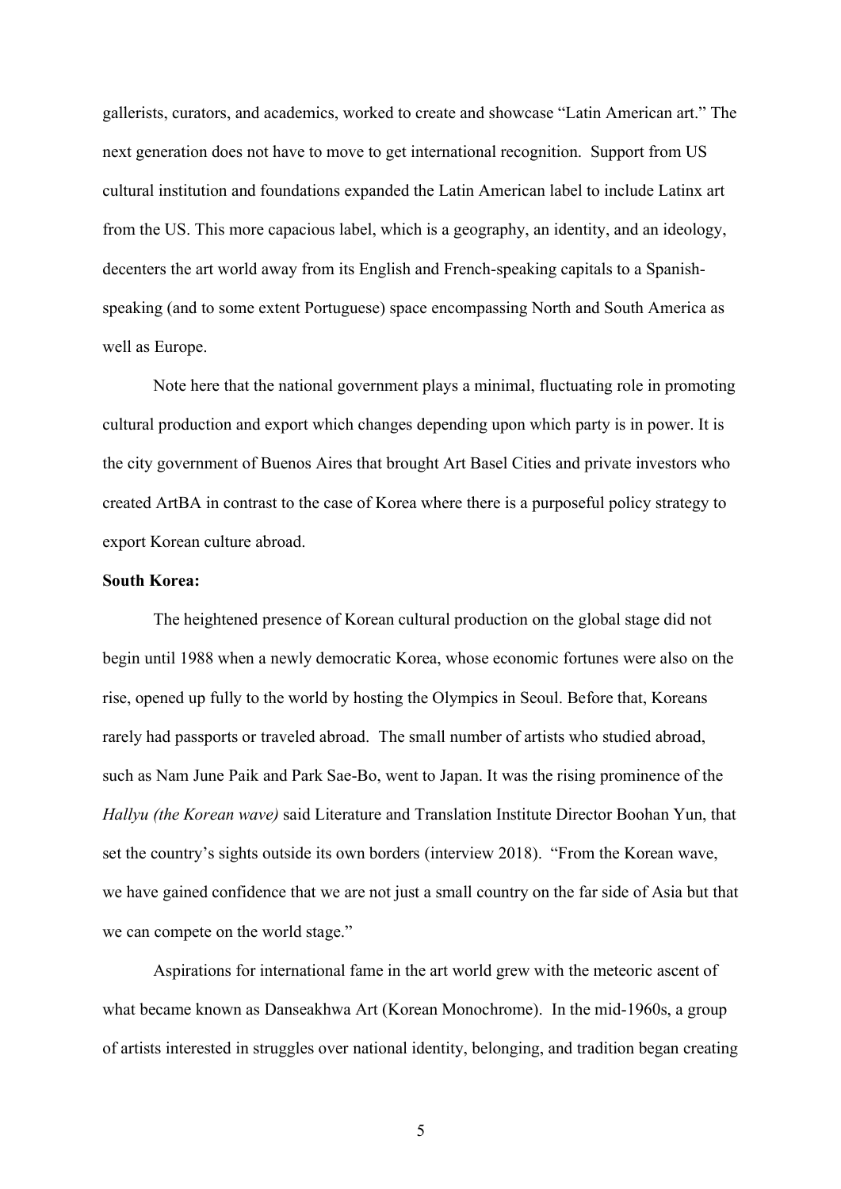gallerists, curators, and academics, worked to create and showcase "Latin American art." The next generation does not have to move to get international recognition. Support from US cultural institution and foundations expanded the Latin American label to include Latinx art from the US. This more capacious label, which is a geography, an identity, and an ideology, decenters the art world away from its English and French-speaking capitals to a Spanish-speaking (and to some extent Portuguese) space encompassing North and South America as well as Europe.

Note here that the national government plays a minimal, fluctuating role in promoting cultural production and export which changes depending upon which party is in power. It is the city government of Buenos Aires that brought Art Basel Cities and private investors who created ArtBA in contrast to the case of Korea where there is a purposeful policy strategy to export Korean culture abroad.

**South Korea:**

The heightened presence of Korean cultural production on the global stage did not begin until 1988 when a newly democratic Korea, whose economic fortunes were also on the rise, opened up fully to the world by hosting the Olympics in Seoul. Before that, Koreans rarely had passports or traveled abroad. The small number of artists who studied abroad, such as Nam June Paik and Park Sae-Bo, went to Japan. It was the rising prominence of the *Hallyu (the Korean wave)* said Literature and Translation Institute Director Boohan Yun, that set the country's sights outside its own borders (interview 2018). "From the Korean wave, we have gained confidence that we are not just a small country on the far side of Asia but that we can compete on the world stage."

Aspirations for international fame in the art world grew with the meteoric ascent of what became known as Danseakhwa Art (Korean Monochrome). In the mid-1960s, a group of artists interested in struggles over national identity, belonging, and tradition began creating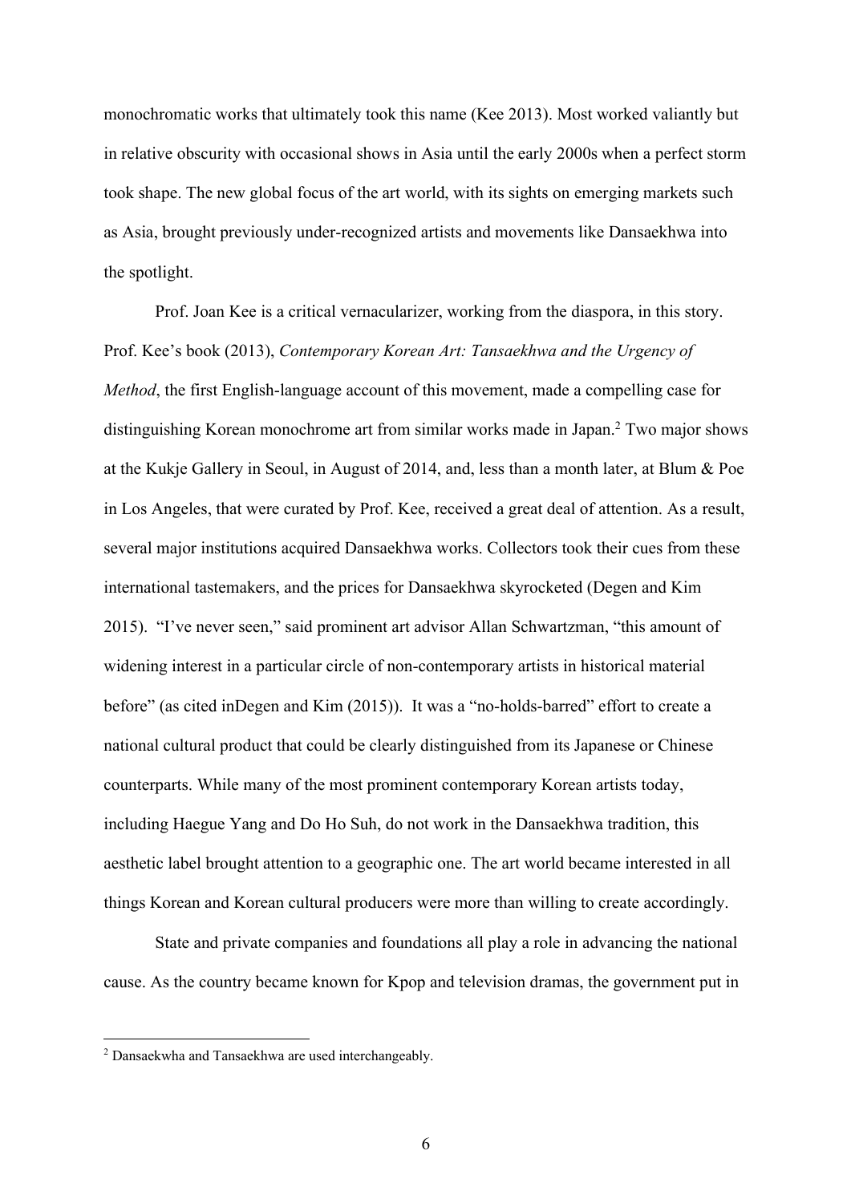monochromatic works that ultimately took this name (Kee 2013). Most worked valiantly but in relative obscurity with occasional shows in Asia until the early 2000s when a perfect storm took shape. The new global focus of the art world, with its sights on emerging markets such as Asia, brought previously under-recognized artists and movements like Dansaekhwa into the spotlight.

Prof. Joan Kee is a critical vernacularizer, working from the diaspora, in this story. Prof. Kee's book (2013), *Contemporary Korean Art: Tansaekhwa and the Urgency of Method*, the first English-language account of this movement, made a compelling case for distinguishing Korean monochrome art from similar works made in Japan.[2] Two major shows at the Kukje Gallery in Seoul, in August of 2014, and, less than a month later, at Blum & Poe in Los Angeles, that were curated by Prof. Kee, received a great deal of attention. As a result, several major institutions acquired Dansaekhwa works. Collectors took their cues from these international tastemakers, and the prices for Dansaekhwa skyrocketed (Degen and Kim 2015). "I've never seen," said prominent art advisor Allan Schwartzman, "this amount of widening interest in a particular circle of non-contemporary artists in historical material before" (as cited inDegen and Kim (2015)). It was a "no-holds-barred" effort to create a national cultural product that could be clearly distinguished from its Japanese or Chinese counterparts. While many of the most prominent contemporary Korean artists today, including Haegue Yang and Do Ho Suh, do not work in the Dansaekhwa tradition, this aesthetic label brought attention to a geographic one. The art world became interested in all things Korean and Korean cultural producers were more than willing to create accordingly.

State and private companies and foundations all play a role in advancing the national cause. As the country became known for Kpop and television dramas, the government put in

[2] Dansaekwha and Tansaekhwa are used interchangeably.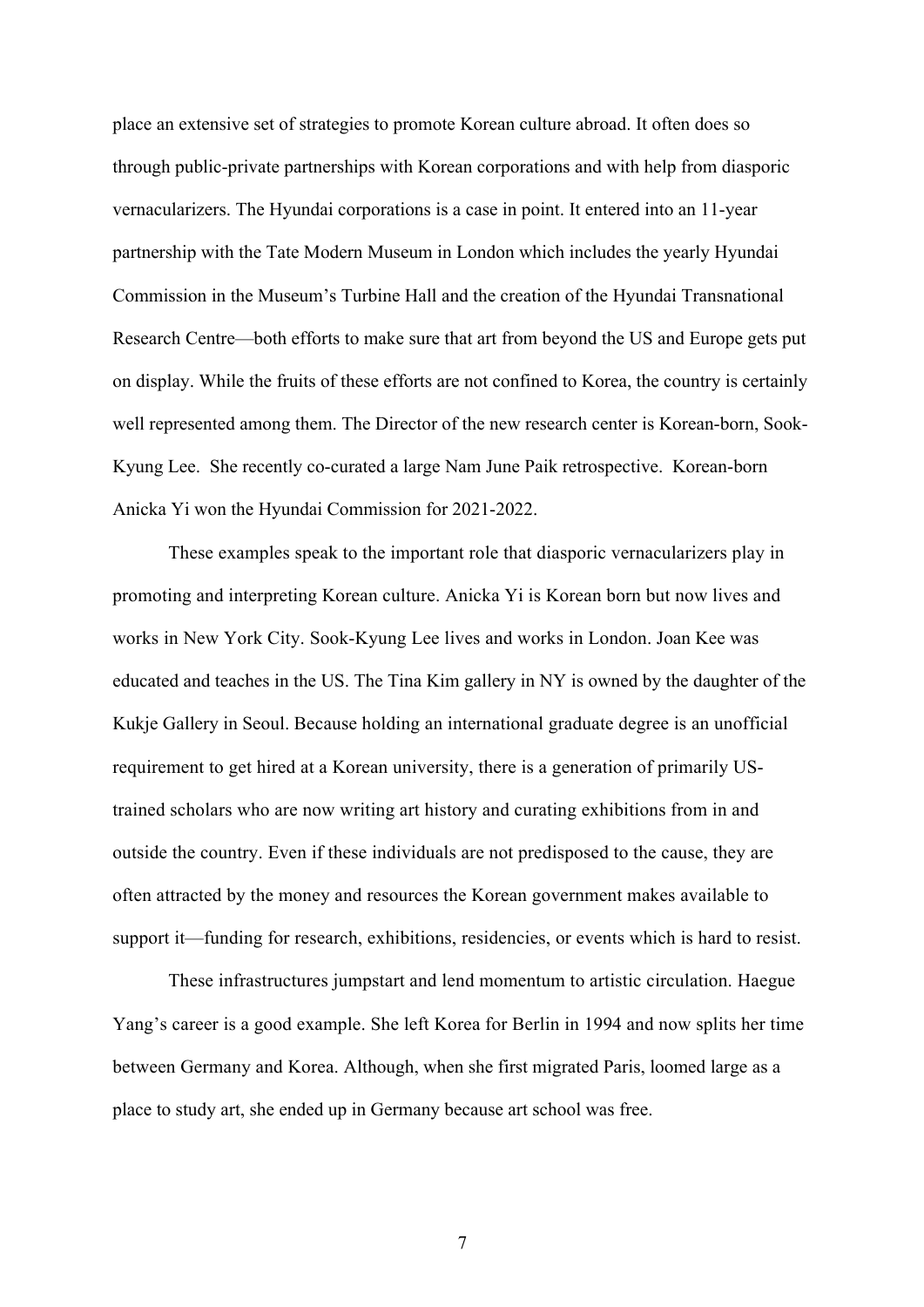place an extensive set of strategies to promote Korean culture abroad. It often does so through public-private partnerships with Korean corporations and with help from diasporic vernacularizers. The Hyundai corporations is a case in point. It entered into an 11-year partnership with the Tate Modern Museum in London which includes the yearly Hyundai Commission in the Museum's Turbine Hall and the creation of the Hyundai Transnational Research Centre—both efforts to make sure that art from beyond the US and Europe gets put on display. While the fruits of these efforts are not confined to Korea, the country is certainly well represented among them. The Director of the new research center is Korean-born, Sook-Kyung Lee. She recently co-curated a large Nam June Paik retrospective. Korean-born Anicka Yi won the Hyundai Commission for 2021-2022.

These examples speak to the important role that diasporic vernacularizers play in promoting and interpreting Korean culture. Anicka Yi is Korean born but now lives and works in New York City. Sook-Kyung Lee lives and works in London. Joan Kee was educated and teaches in the US. The Tina Kim gallery in NY is owned by the daughter of the Kukje Gallery in Seoul. Because holding an international graduate degree is an unofficial requirement to get hired at a Korean university, there is a generation of primarily US-trained scholars who are now writing art history and curating exhibitions from in and outside the country. Even if these individuals are not predisposed to the cause, they are often attracted by the money and resources the Korean government makes available to support it—funding for research, exhibitions, residencies, or events which is hard to resist.

These infrastructures jumpstart and lend momentum to artistic circulation. Haegue Yang's career is a good example. She left Korea for Berlin in 1994 and now splits her time between Germany and Korea. Although, when she first migrated Paris, loomed large as a place to study art, she ended up in Germany because art school was free.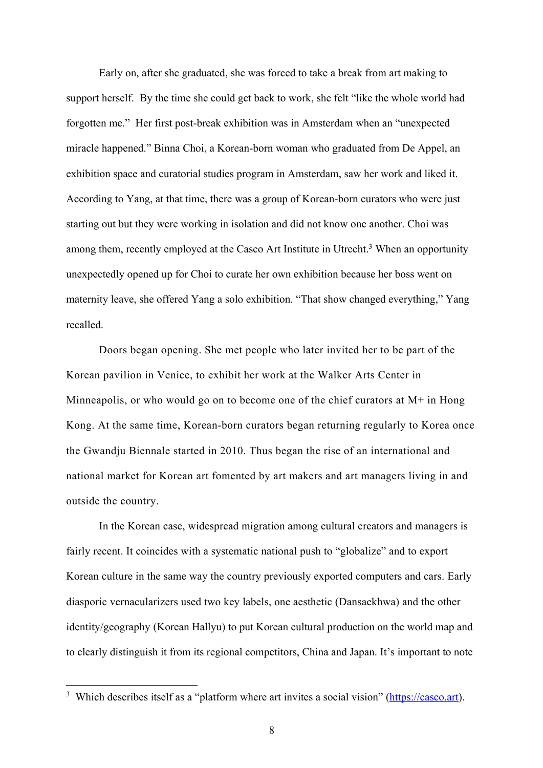Early on, after she graduated, she was forced to take a break from art making to support herself. By the time she could get back to work, she felt "like the whole world had forgotten me." Her first post-break exhibition was in Amsterdam when an "unexpected miracle happened." Binna Choi, a Korean-born woman who graduated from De Appel, an exhibition space and curatorial studies program in Amsterdam, saw her work and liked it. According to Yang, at that time, there was a group of Korean-born curators who were just starting out but they were working in isolation and did not know one another. Choi was among them, recently employed at the Casco Art Institute in Utrecht.[3] When an opportunity unexpectedly opened up for Choi to curate her own exhibition because her boss went on maternity leave, she offered Yang a solo exhibition. "That show changed everything," Yang recalled.

Doors began opening. She met people who later invited her to be part of the Korean pavilion in Venice, to exhibit her work at the Walker Arts Center in Minneapolis, or who would go on to become one of the chief curators at M+ in Hong Kong. At the same time, Korean-born curators began returning regularly to Korea once the Gwandju Biennale started in 2010. Thus began the rise of an international and national market for Korean art fomented by art makers and art managers living in and outside the country.

In the Korean case, widespread migration among cultural creators and managers is fairly recent. It coincides with a systematic national push to "globalize" and to export Korean culture in the same way the country previously exported computers and cars. Early diasporic vernacularizers used two key labels, one aesthetic (Dansaekhwa) and the other identity/geography (Korean Hallyu) to put Korean cultural production on the world map and to clearly distinguish it from its regional competitors, China and Japan. It's important to note

---

[3] Which describes itself as a "platform where art invites a social vision" (https://casco.art).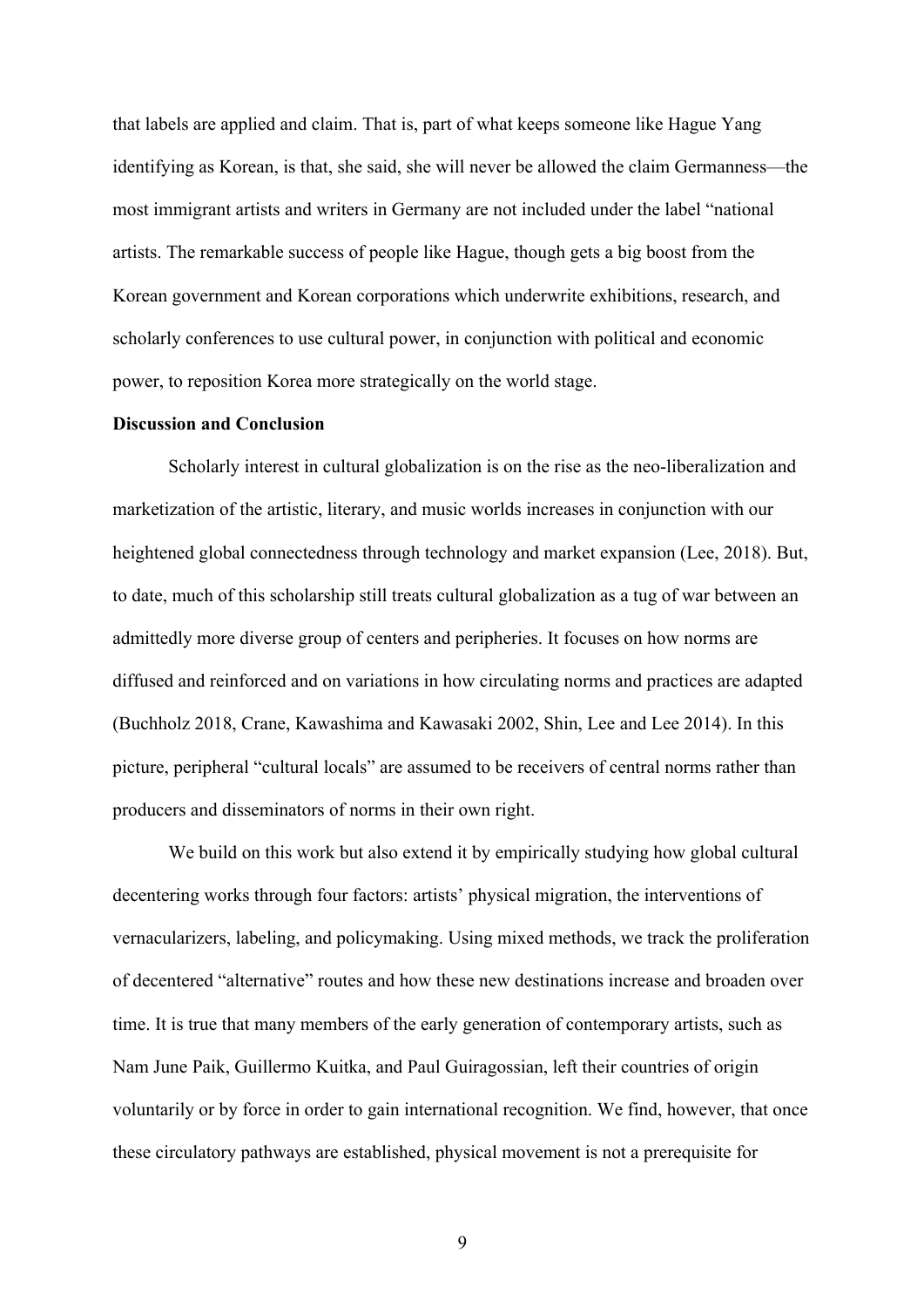that labels are applied and claim. That is, part of what keeps someone like Hague Yang identifying as Korean, is that, she said, she will never be allowed the claim Germanness—the most immigrant artists and writers in Germany are not included under the label "national artists. The remarkable success of people like Hague, though gets a big boost from the Korean government and Korean corporations which underwrite exhibitions, research, and scholarly conferences to use cultural power, in conjunction with political and economic power, to reposition Korea more strategically on the world stage.

**Discussion and Conclusion**

Scholarly interest in cultural globalization is on the rise as the neo-liberalization and marketization of the artistic, literary, and music worlds increases in conjunction with our heightened global connectedness through technology and market expansion (Lee, 2018). But, to date, much of this scholarship still treats cultural globalization as a tug of war between an admittedly more diverse group of centers and peripheries. It focuses on how norms are diffused and reinforced and on variations in how circulating norms and practices are adapted (Buchholz 2018, Crane, Kawashima and Kawasaki 2002, Shin, Lee and Lee 2014). In this picture, peripheral "cultural locals" are assumed to be receivers of central norms rather than producers and disseminators of norms in their own right.

We build on this work but also extend it by empirically studying how global cultural decentering works through four factors: artists' physical migration, the interventions of vernacularizers, labeling, and policymaking. Using mixed methods, we track the proliferation of decentered "alternative" routes and how these new destinations increase and broaden over time. It is true that many members of the early generation of contemporary artists, such as Nam June Paik, Guillermo Kuitka, and Paul Guiragossian, left their countries of origin voluntarily or by force in order to gain international recognition. We find, however, that once these circulatory pathways are established, physical movement is not a prerequisite for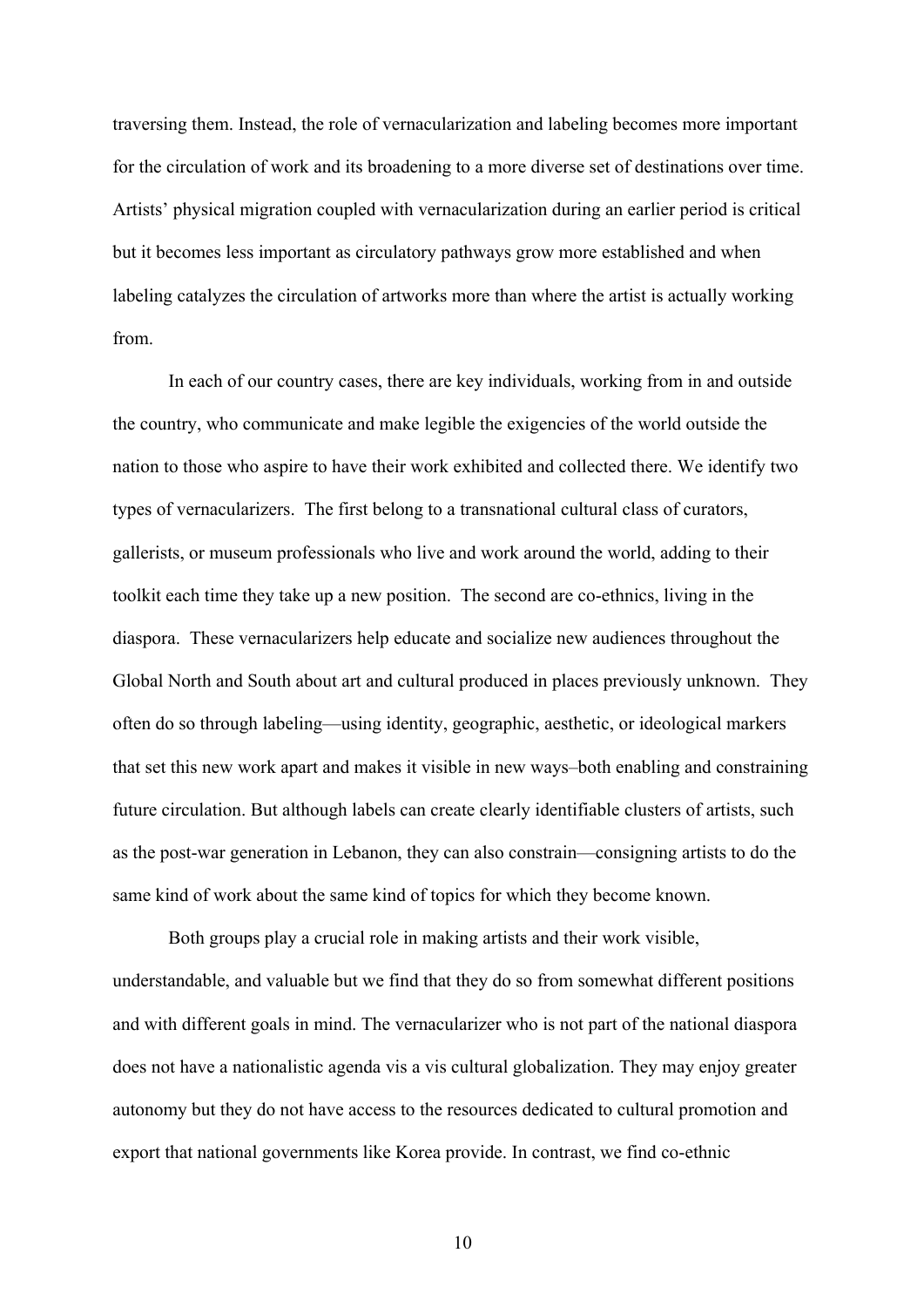traversing them. Instead, the role of vernacularization and labeling becomes more important for the circulation of work and its broadening to a more diverse set of destinations over time. Artists' physical migration coupled with vernacularization during an earlier period is critical but it becomes less important as circulatory pathways grow more established and when labeling catalyzes the circulation of artworks more than where the artist is actually working from.

In each of our country cases, there are key individuals, working from in and outside the country, who communicate and make legible the exigencies of the world outside the nation to those who aspire to have their work exhibited and collected there. We identify two types of vernacularizers. The first belong to a transnational cultural class of curators, gallerists, or museum professionals who live and work around the world, adding to their toolkit each time they take up a new position. The second are co-ethnics, living in the diaspora. These vernacularizers help educate and socialize new audiences throughout the Global North and South about art and cultural produced in places previously unknown. They often do so through labeling—using identity, geographic, aesthetic, or ideological markers that set this new work apart and makes it visible in new ways–both enabling and constraining future circulation. But although labels can create clearly identifiable clusters of artists, such as the post-war generation in Lebanon, they can also constrain—consigning artists to do the same kind of work about the same kind of topics for which they become known.

Both groups play a crucial role in making artists and their work visible, understandable, and valuable but we find that they do so from somewhat different positions and with different goals in mind. The vernacularizer who is not part of the national diaspora does not have a nationalistic agenda vis a vis cultural globalization. They may enjoy greater autonomy but they do not have access to the resources dedicated to cultural promotion and export that national governments like Korea provide. In contrast, we find co-ethnic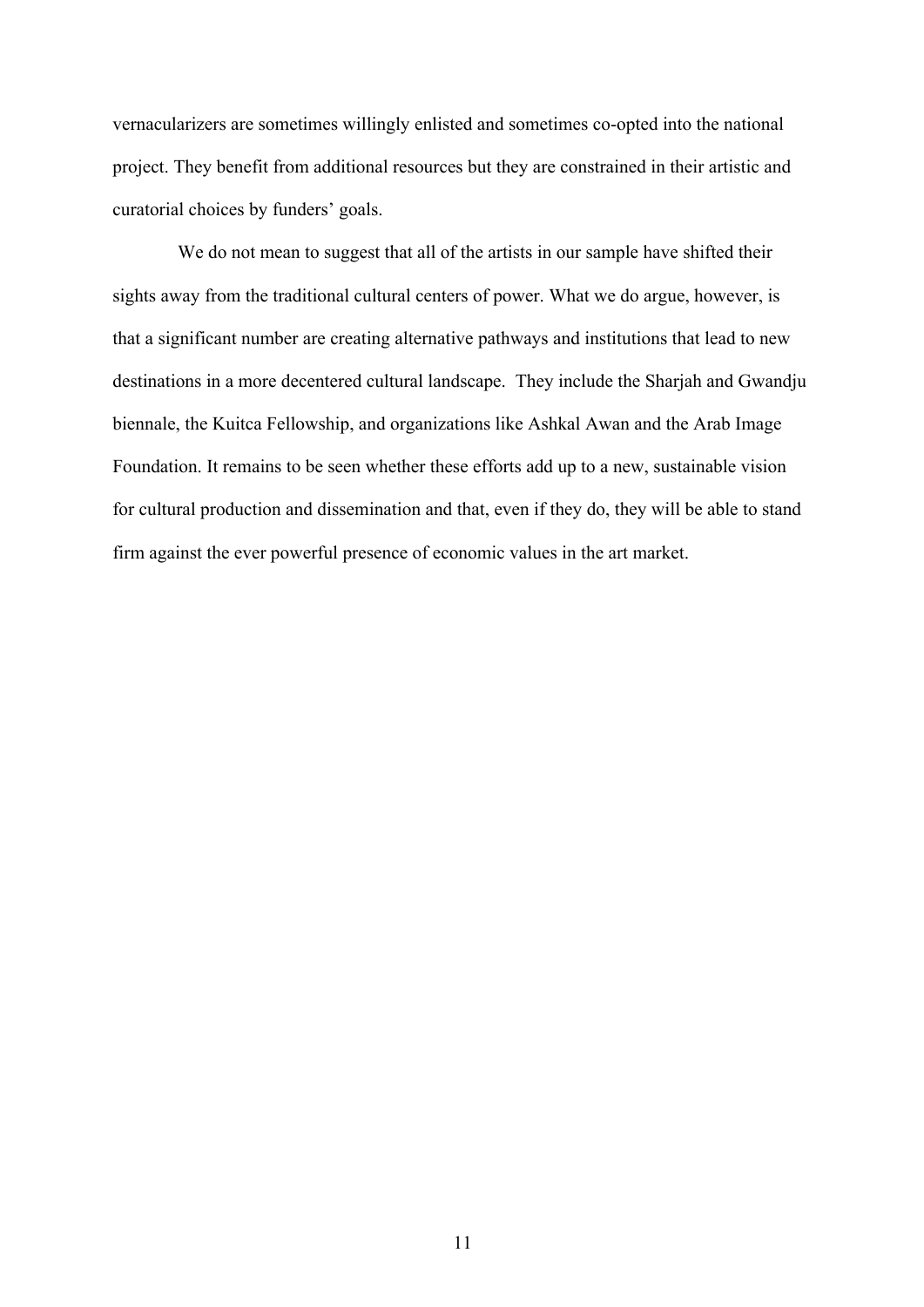vernacularizers are sometimes willingly enlisted and sometimes co-opted into the national project. They benefit from additional resources but they are constrained in their artistic and curatorial choices by funders' goals.

We do not mean to suggest that all of the artists in our sample have shifted their sights away from the traditional cultural centers of power. What we do argue, however, is that a significant number are creating alternative pathways and institutions that lead to new destinations in a more decentered cultural landscape. They include the Sharjah and Gwandju biennale, the Kuitca Fellowship, and organizations like Ashkal Awan and the Arab Image Foundation. It remains to be seen whether these efforts add up to a new, sustainable vision for cultural production and dissemination and that, even if they do, they will be able to stand firm against the ever powerful presence of economic values in the art market.